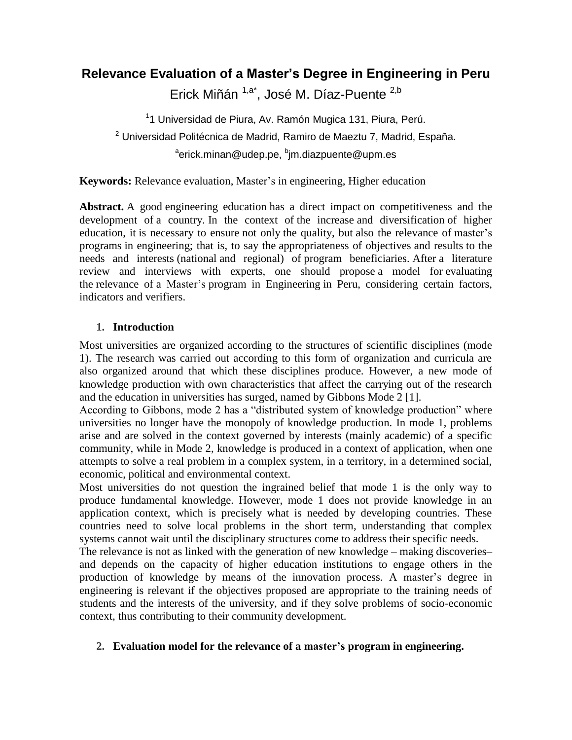# Relevance Evaluation of a Master's Degree in Engineering in Peru

Erick Miñán [1,a*], José M. Díaz-Puente [2,b]

[1]1 Universidad de Piura, Av. Ramón Mugica 131, Piura, Perú.

[2] Universidad Politécnica de Madrid, Ramiro de Maeztu 7, Madrid, España.

[a]erick.minan@udep.pe, [b]jm.diazpuente@upm.es

**Keywords:** Relevance evaluation, Master's in engineering, Higher education

**Abstract.** A good engineering education has a direct impact on competitiveness and the development of a country. In the context of the increase and diversification of higher education, it is necessary to ensure not only the quality, but also the relevance of master's programs in engineering; that is, to say the appropriateness of objectives and results to the needs and interests (national and regional) of program beneficiaries. After a literature review and interviews with experts, one should propose a model for evaluating the relevance of a Master's program in Engineering in Peru, considering certain factors, indicators and verifiers.

## 1. Introduction

Most universities are organized according to the structures of scientific disciplines (mode 1). The research was carried out according to this form of organization and curricula are also organized around that which these disciplines produce. However, a new mode of knowledge production with own characteristics that affect the carrying out of the research and the education in universities has surged, named by Gibbons Mode 2 [1].

According to Gibbons, mode 2 has a "distributed system of knowledge production" where universities no longer have the monopoly of knowledge production. In mode 1, problems arise and are solved in the context governed by interests (mainly academic) of a specific community, while in Mode 2, knowledge is produced in a context of application, when one attempts to solve a real problem in a complex system, in a territory, in a determined social, economic, political and environmental context.

Most universities do not question the ingrained belief that mode 1 is the only way to produce fundamental knowledge. However, mode 1 does not provide knowledge in an application context, which is precisely what is needed by developing countries. These countries need to solve local problems in the short term, understanding that complex systems cannot wait until the disciplinary structures come to address their specific needs.

The relevance is not as linked with the generation of new knowledge – making discoveries– and depends on the capacity of higher education institutions to engage others in the production of knowledge by means of the innovation process. A master's degree in engineering is relevant if the objectives proposed are appropriate to the training needs of students and the interests of the university, and if they solve problems of socio-economic context, thus contributing to their community development.

## 2. Evaluation model for the relevance of a master's program in engineering.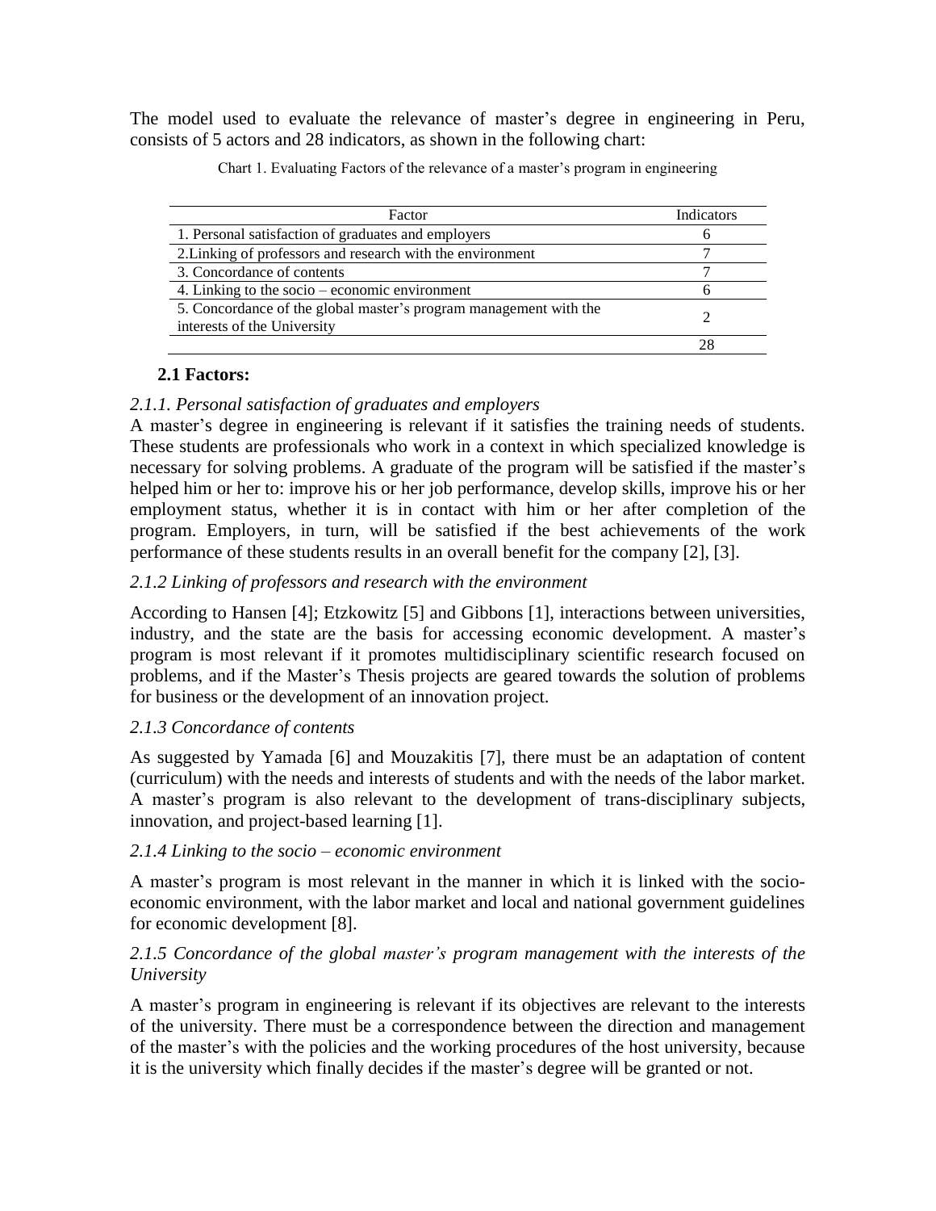The model used to evaluate the relevance of master's degree in engineering in Peru, consists of 5 actors and 28 indicators, as shown in the following chart:

Chart 1. Evaluating Factors of the relevance of a master's program in engineering

| Factor | Indicators |
|---|---|
| 1. Personal satisfaction of graduates and employers | 6 |
| 2.Linking of professors and research with the environment | 7 |
| 3. Concordance of contents | 7 |
| 4. Linking to the socio – economic environment | 6 |
| 5. Concordance of the global master's program management with the interests of the University | 2 |
| | 28 |

### 2.1 Factors:

*2.1.1. Personal satisfaction of graduates and employers*

A master's degree in engineering is relevant if it satisfies the training needs of students. These students are professionals who work in a context in which specialized knowledge is necessary for solving problems. A graduate of the program will be satisfied if the master's helped him or her to: improve his or her job performance, develop skills, improve his or her employment status, whether it is in contact with him or her after completion of the program. Employers, in turn, will be satisfied if the best achievements of the work performance of these students results in an overall benefit for the company [2], [3].

*2.1.2 Linking of professors and research with the environment*

According to Hansen [4]; Etzkowitz [5] and Gibbons [1], interactions between universities, industry, and the state are the basis for accessing economic development. A master's program is most relevant if it promotes multidisciplinary scientific research focused on problems, and if the Master's Thesis projects are geared towards the solution of problems for business or the development of an innovation project.

*2.1.3 Concordance of contents*

As suggested by Yamada [6] and Mouzakitis [7], there must be an adaptation of content (curriculum) with the needs and interests of students and with the needs of the labor market. A master's program is also relevant to the development of trans-disciplinary subjects, innovation, and project-based learning [1].

*2.1.4 Linking to the socio – economic environment*

A master's program is most relevant in the manner in which it is linked with the socio-economic environment, with the labor market and local and national government guidelines for economic development [8].

*2.1.5 Concordance of the global master's program management with the interests of the University*

A master's program in engineering is relevant if its objectives are relevant to the interests of the university. There must be a correspondence between the direction and management of the master's with the policies and the working procedures of the host university, because it is the university which finally decides if the master's degree will be granted or not.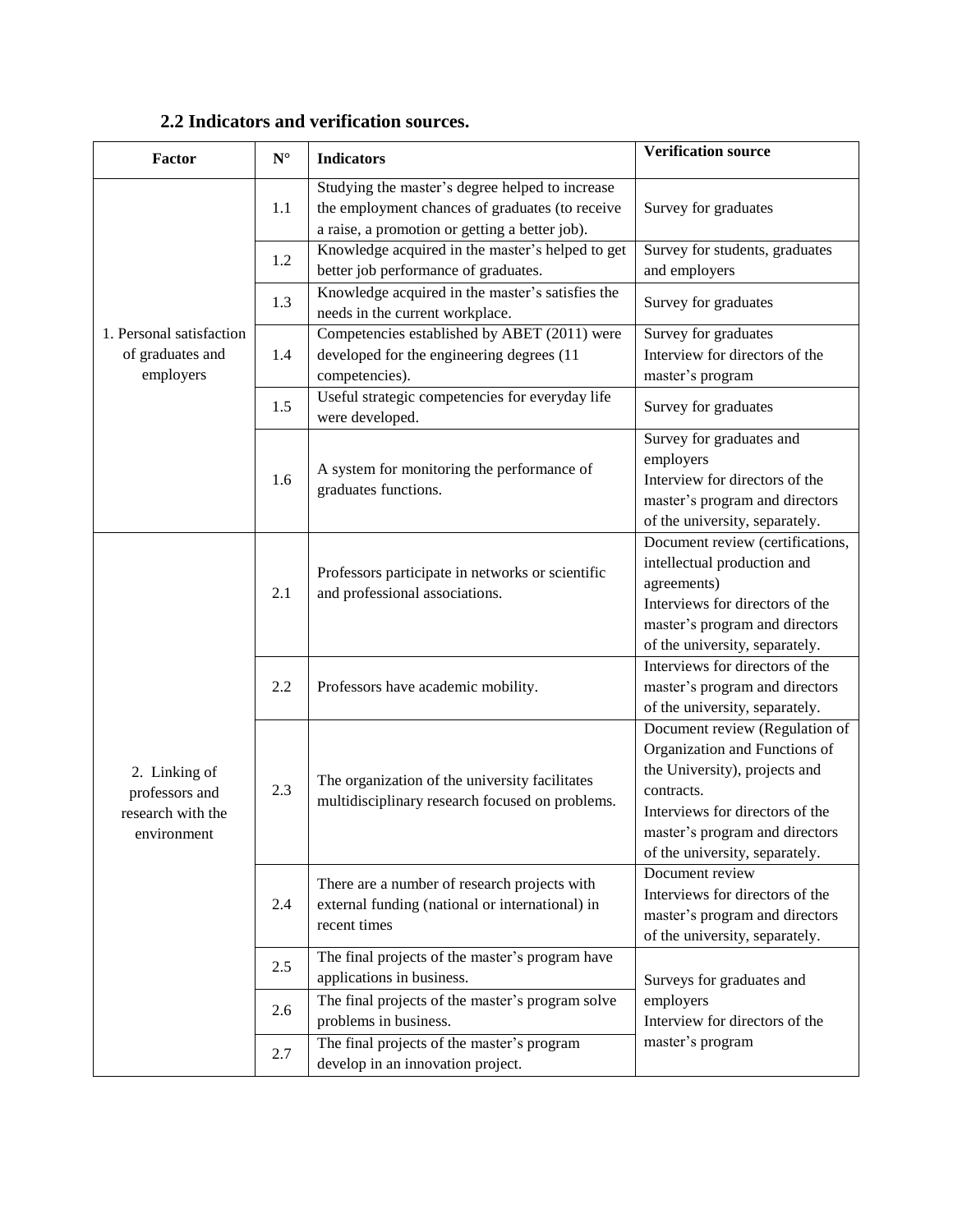### 2.2 Indicators and verification sources.

| Factor | N° | Indicators | Verification source |
|---|---|---|---|
| 1. Personal satisfaction of graduates and employers | 1.1 | Studying the master's degree helped to increase the employment chances of graduates (to receive a raise, a promotion or getting a better job). | Survey for graduates |
| | 1.2 | Knowledge acquired in the master's helped to get better job performance of graduates. | Survey for students, graduates and employers |
| | 1.3 | Knowledge acquired in the master's satisfies the needs in the current workplace. | Survey for graduates |
| | 1.4 | Competencies established by ABET (2011) were developed for the engineering degrees (11 competencies). | Survey for graduates<br>Interview for directors of the master's program |
| | 1.5 | Useful strategic competencies for everyday life were developed. | Survey for graduates |
| | 1.6 | A system for monitoring the performance of graduates functions. | Survey for graduates and employers<br>Interview for directors of the master's program and directors of the university, separately. |
| 2. Linking of professors and research with the environment | 2.1 | Professors participate in networks or scientific and professional associations. | Document review (certifications, intellectual production and agreements)<br>Interviews for directors of the master's program and directors of the university, separately. |
| | 2.2 | Professors have academic mobility. | Interviews for directors of the master's program and directors of the university, separately. |
| | 2.3 | The organization of the university facilitates multidisciplinary research focused on problems. | Document review (Regulation of Organization and Functions of the University), projects and contracts.<br>Interviews for directors of the master's program and directors of the university, separately. |
| | 2.4 | There are a number of research projects with external funding (national or international) in recent times | Document review<br>Interviews for directors of the master's program and directors of the university, separately. |
| | 2.5 | The final projects of the master's program have applications in business. | Surveys for graduates and employers<br>Interview for directors of the master's program |
| | 2.6 | The final projects of the master's program solve problems in business. | |
| | 2.7 | The final projects of the master's program develop in an innovation project. | |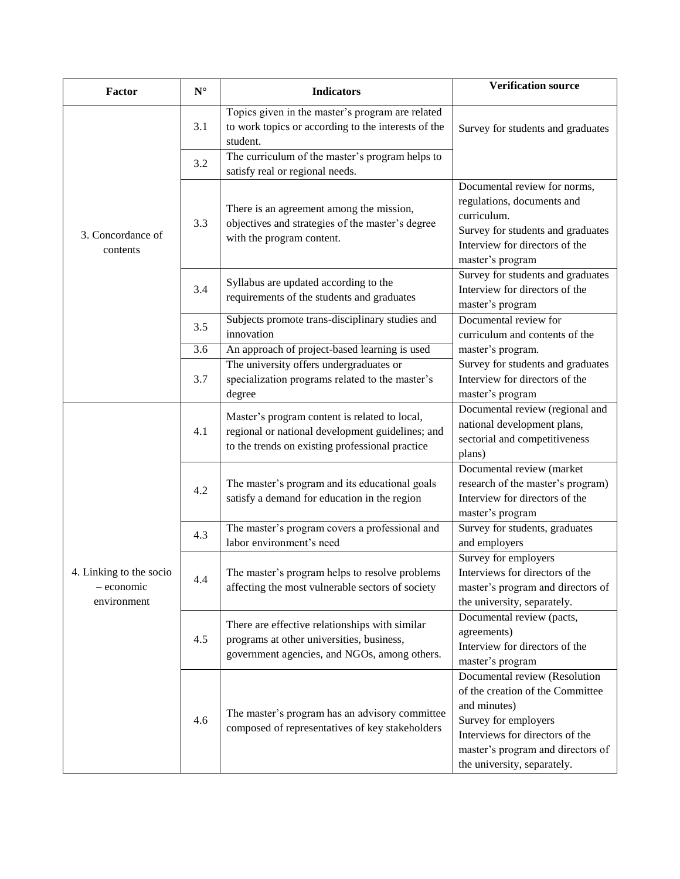| Factor | N° | Indicators | Verification source |
|---|---|---|---|
| 3. Concordance of contents | 3.1 | Topics given in the master's program are related to work topics or according to the interests of the student. | Survey for students and graduates |
| | 3.2 | The curriculum of the master's program helps to satisfy real or regional needs. | |
| | 3.3 | There is an agreement among the mission, objectives and strategies of the master's degree with the program content. | Documental review for norms, regulations, documents and curriculum.<br>Survey for students and graduates<br>Interview for directors of the master's program |
| | 3.4 | Syllabus are updated according to the requirements of the students and graduates | Survey for students and graduates<br>Interview for directors of the master's program |
| | 3.5 | Subjects promote trans-disciplinary studies and innovation | Documental review for curriculum and contents of the master's program.<br>Survey for students and graduates<br>Interview for directors of the master's program |
| | 3.6 | An approach of project-based learning is used | |
| | 3.7 | The university offers undergraduates or specialization programs related to the master's degree | |
| 4. Linking to the socio – economic environment | 4.1 | Master's program content is related to local, regional or national development guidelines; and to the trends on existing professional practice | Documental review (regional and national development plans, sectorial and competitiveness plans) |
| | 4.2 | The master's program and its educational goals satisfy a demand for education in the region | Documental review (market research of the master's program)<br>Interview for directors of the master's program |
| | 4.3 | The master's program covers a professional and labor environment's need | Survey for students, graduates and employers |
| | 4.4 | The master's program helps to resolve problems affecting the most vulnerable sectors of society | Survey for employers<br>Interviews for directors of the master's program and directors of the university, separately. |
| | 4.5 | There are effective relationships with similar programs at other universities, business, government agencies, and NGOs, among others. | Documental review (pacts, agreements)<br>Interview for directors of the master's program |
| | 4.6 | The master's program has an advisory committee composed of representatives of key stakeholders | Documental review (Resolution of the creation of the Committee and minutes)<br>Survey for employers<br>Interviews for directors of the master's program and directors of the university, separately. |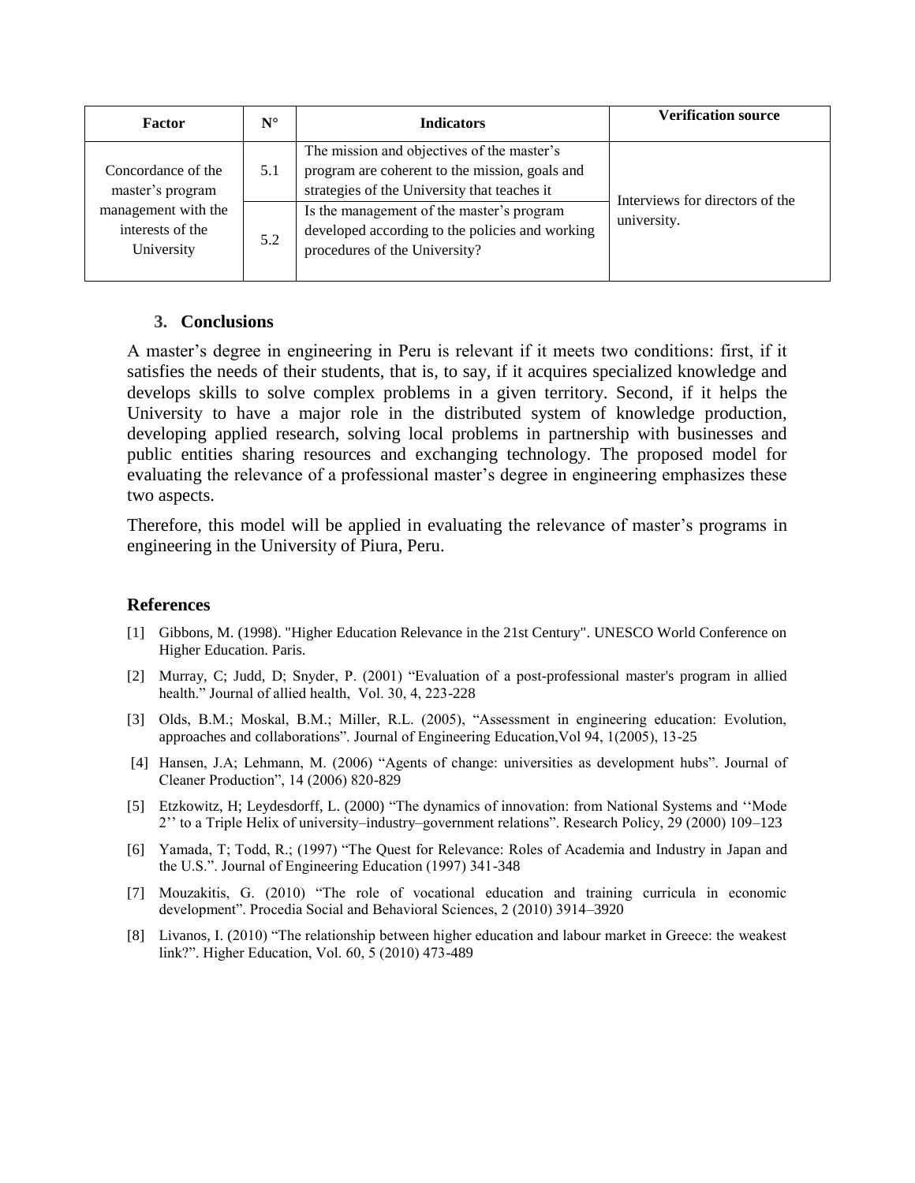| Factor | N° | Indicators | Verification source |
|---|---|---|---|
| Concordance of the master's program management with the interests of the University | 5.1 | The mission and objectives of the master's program are coherent to the mission, goals and strategies of the University that teaches it | Interviews for directors of the university. |
| | 5.2 | Is the management of the master's program developed according to the policies and working procedures of the University? | |

### 3. Conclusions

A master's degree in engineering in Peru is relevant if it meets two conditions: first, if it satisfies the needs of their students, that is, to say, if it acquires specialized knowledge and develops skills to solve complex problems in a given territory. Second, if it helps the University to have a major role in the distributed system of knowledge production, developing applied research, solving local problems in partnership with businesses and public entities sharing resources and exchanging technology. The proposed model for evaluating the relevance of a professional master's degree in engineering emphasizes these two aspects.

Therefore, this model will be applied in evaluating the relevance of master's programs in engineering in the University of Piura, Peru.

### References

[1] Gibbons, M. (1998). "Higher Education Relevance in the 21st Century". UNESCO World Conference on Higher Education. Paris.

[2] Murray, C; Judd, D; Snyder, P. (2001) "Evaluation of a post-professional master's program in allied health." Journal of allied health, Vol. 30, 4, 223-228

[3] Olds, B.M.; Moskal, B.M.; Miller, R.L. (2005), "Assessment in engineering education: Evolution, approaches and collaborations". Journal of Engineering Education,Vol 94, 1(2005), 13-25

[4] Hansen, J.A; Lehmann, M. (2006) "Agents of change: universities as development hubs". Journal of Cleaner Production", 14 (2006) 820-829

[5] Etzkowitz, H; Leydesdorff, L. (2000) "The dynamics of innovation: from National Systems and ''Mode 2'' to a Triple Helix of university–industry–government relations". Research Policy, 29 (2000) 109–123

[6] Yamada, T; Todd, R.; (1997) "The Quest for Relevance: Roles of Academia and Industry in Japan and the U.S.". Journal of Engineering Education (1997) 341-348

[7] Mouzakitis, G. (2010) "The role of vocational education and training curricula in economic development". Procedia Social and Behavioral Sciences, 2 (2010) 3914–3920

[8] Livanos, I. (2010) "The relationship between higher education and labour market in Greece: the weakest link?". Higher Education, Vol. 60, 5 (2010) 473-489